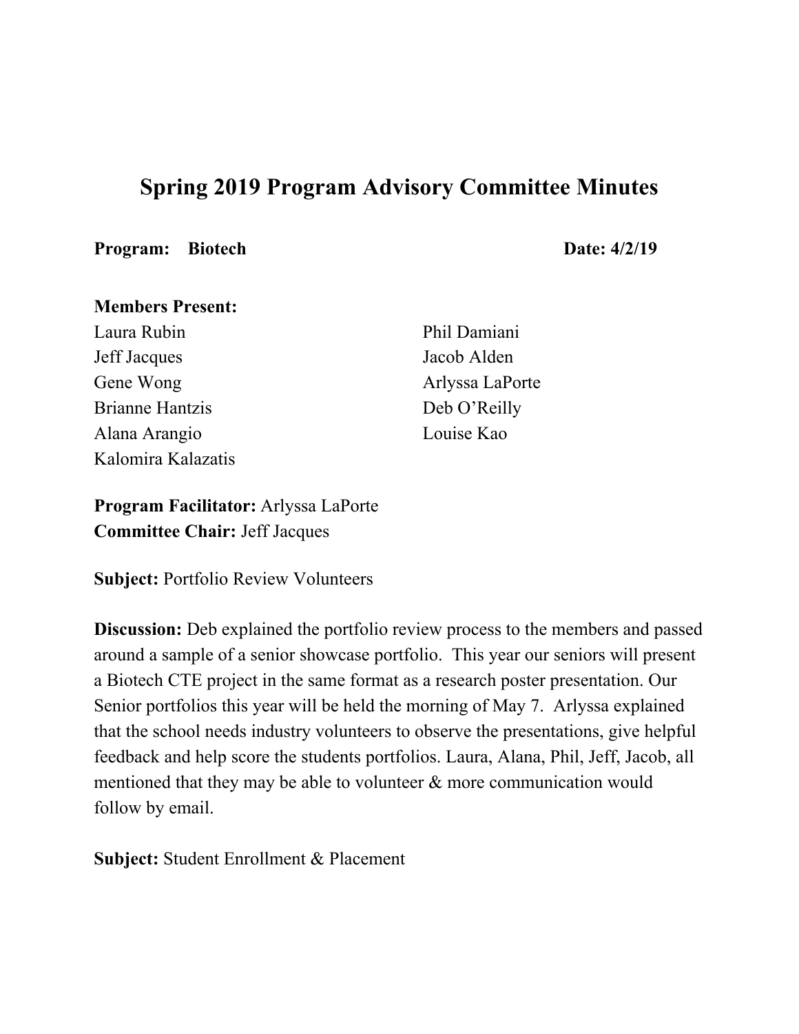# Spring 2019 Program Advisory Committee Minutes

**Program:** **Biotech** **Date: 4/2/19**

**Members Present:**

Laura Rubin
Jeff Jacques
Gene Wong
Brianne Hantzis
Alana Arangio
Kalomira Kalazatis
Phil Damiani
Jacob Alden
Arlyssa LaPorte
Deb O'Reilly
Louise Kao

**Program Facilitator:** Arlyssa LaPorte
**Committee Chair:** Jeff Jacques

**Subject:** Portfolio Review Volunteers

**Discussion:** Deb explained the portfolio review process to the members and passed around a sample of a senior showcase portfolio. This year our seniors will present a Biotech CTE project in the same format as a research poster presentation. Our Senior portfolios this year will be held the morning of May 7. Arlyssa explained that the school needs industry volunteers to observe the presentations, give helpful feedback and help score the students portfolios. Laura, Alana, Phil, Jeff, Jacob, all mentioned that they may be able to volunteer & more communication would follow by email.

**Subject:** Student Enrollment & Placement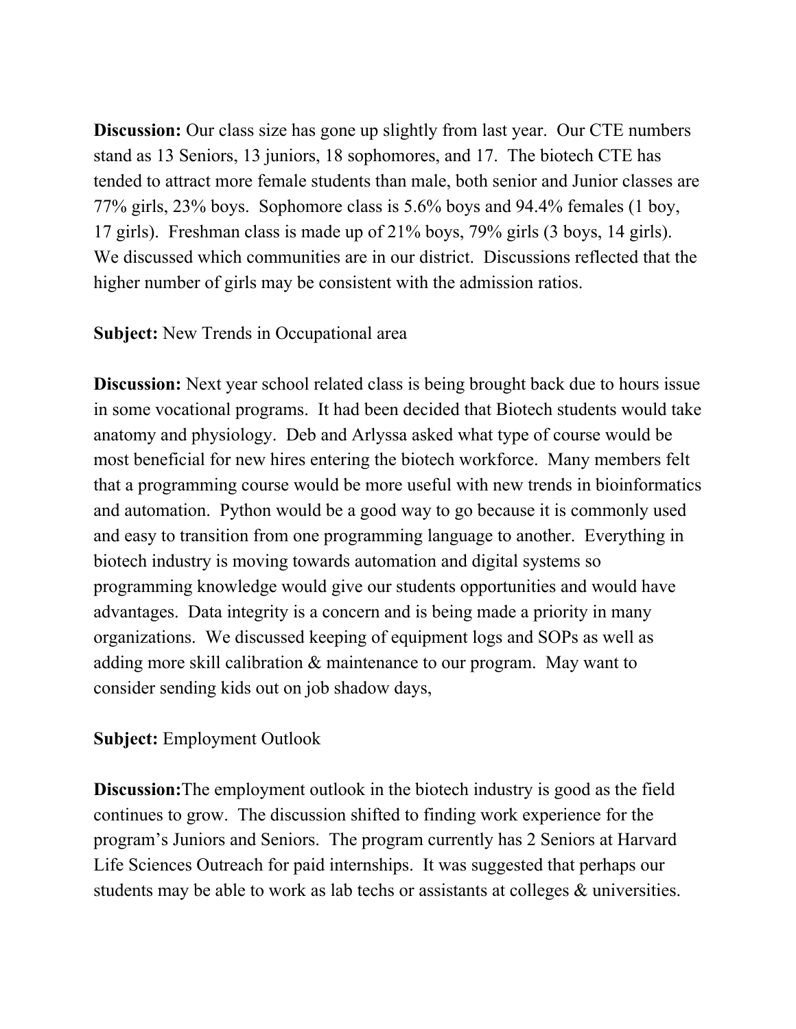**Discussion:** Our class size has gone up slightly from last year. Our CTE numbers stand as 13 Seniors, 13 juniors, 18 sophomores, and 17. The biotech CTE has tended to attract more female students than male, both senior and Junior classes are 77% girls, 23% boys. Sophomore class is 5.6% boys and 94.4% females (1 boy, 17 girls). Freshman class is made up of 21% boys, 79% girls (3 boys, 14 girls). We discussed which communities are in our district. Discussions reflected that the higher number of girls may be consistent with the admission ratios.

**Subject:** New Trends in Occupational area

**Discussion:** Next year school related class is being brought back due to hours issue in some vocational programs. It had been decided that Biotech students would take anatomy and physiology. Deb and Arlyssa asked what type of course would be most beneficial for new hires entering the biotech workforce. Many members felt that a programming course would be more useful with new trends in bioinformatics and automation. Python would be a good way to go because it is commonly used and easy to transition from one programming language to another. Everything in biotech industry is moving towards automation and digital systems so programming knowledge would give our students opportunities and would have advantages. Data integrity is a concern and is being made a priority in many organizations. We discussed keeping of equipment logs and SOPs as well as adding more skill calibration & maintenance to our program. May want to consider sending kids out on job shadow days,

**Subject:** Employment Outlook

**Discussion:**The employment outlook in the biotech industry is good as the field continues to grow. The discussion shifted to finding work experience for the program's Juniors and Seniors. The program currently has 2 Seniors at Harvard Life Sciences Outreach for paid internships. It was suggested that perhaps our students may be able to work as lab techs or assistants at colleges & universities.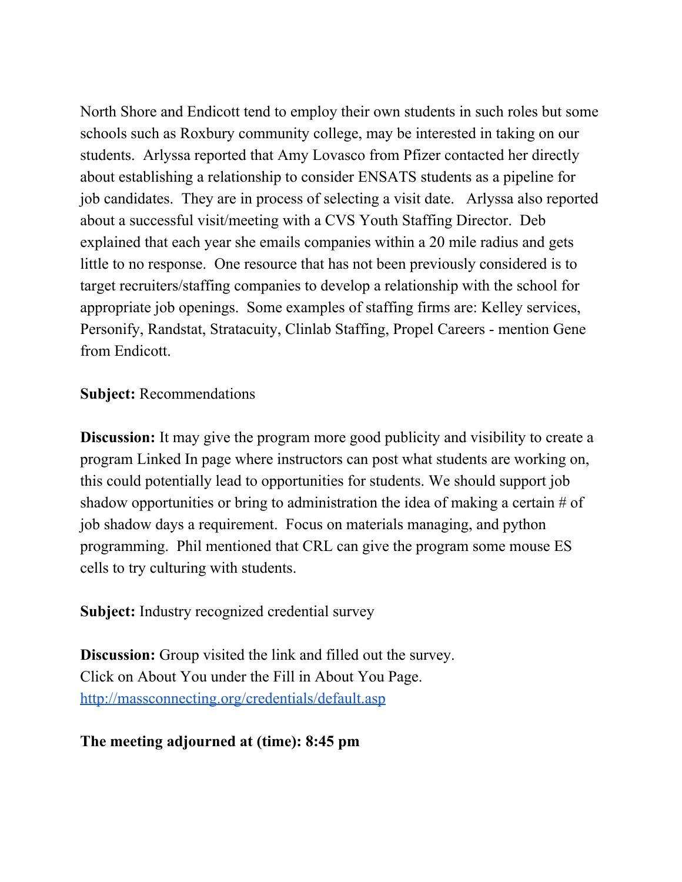North Shore and Endicott tend to employ their own students in such roles but some schools such as Roxbury community college, may be interested in taking on our students. Arlyssa reported that Amy Lovasco from Pfizer contacted her directly about establishing a relationship to consider ENSATS students as a pipeline for job candidates. They are in process of selecting a visit date. Arlyssa also reported about a successful visit/meeting with a CVS Youth Staffing Director. Deb explained that each year she emails companies within a 20 mile radius and gets little to no response. One resource that has not been previously considered is to target recruiters/staffing companies to develop a relationship with the school for appropriate job openings. Some examples of staffing firms are: Kelley services, Personify, Randstat, Stratacuity, Clinlab Staffing, Propel Careers - mention Gene from Endicott.

**Subject:** Recommendations

**Discussion:** It may give the program more good publicity and visibility to create a program Linked In page where instructors can post what students are working on, this could potentially lead to opportunities for students. We should support job shadow opportunities or bring to administration the idea of making a certain # of job shadow days a requirement. Focus on materials managing, and python programming. Phil mentioned that CRL can give the program some mouse ES cells to try culturing with students.

**Subject:** Industry recognized credential survey

**Discussion:** Group visited the link and filled out the survey.
Click on About You under the Fill in About You Page.
[http://massconnecting.org/credentials/default.asp](http://massconnecting.org/credentials/default.asp)

**The meeting adjourned at (time): 8:45 pm**